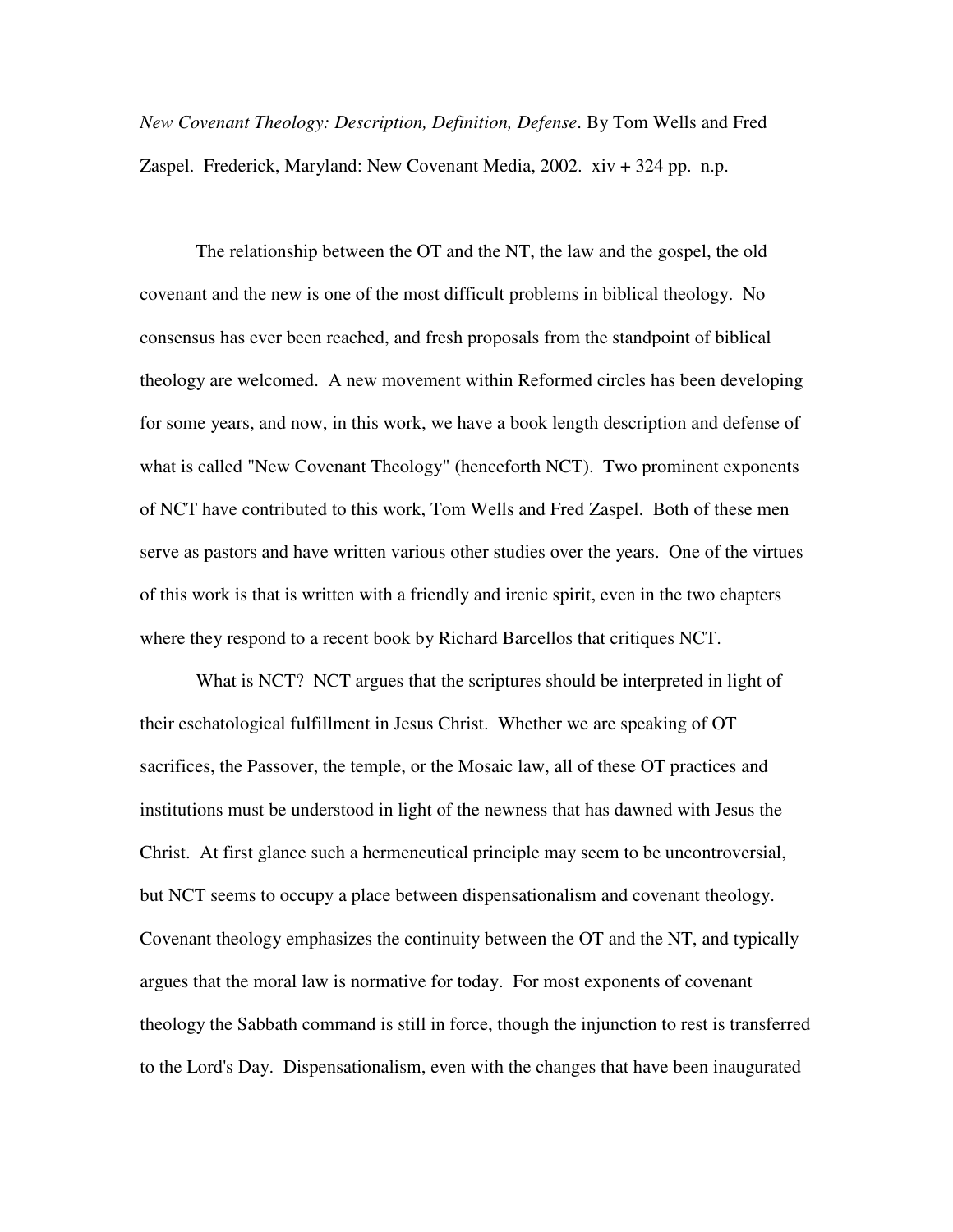*New Covenant Theology: Description, Definition, Defense*. By Tom Wells and Fred Zaspel. Frederick, Maryland: New Covenant Media, 2002. xiv + 324 pp. n.p.

The relationship between the OT and the NT, the law and the gospel, the old covenant and the new is one of the most difficult problems in biblical theology. No consensus has ever been reached, and fresh proposals from the standpoint of biblical theology are welcomed. A new movement within Reformed circles has been developing for some years, and now, in this work, we have a book length description and defense of what is called "New Covenant Theology" (henceforth NCT). Two prominent exponents of NCT have contributed to this work, Tom Wells and Fred Zaspel. Both of these men serve as pastors and have written various other studies over the years. One of the virtues of this work is that is written with a friendly and irenic spirit, even in the two chapters where they respond to a recent book by Richard Barcellos that critiques NCT.

What is NCT? NCT argues that the scriptures should be interpreted in light of their eschatological fulfillment in Jesus Christ. Whether we are speaking of OT sacrifices, the Passover, the temple, or the Mosaic law, all of these OT practices and institutions must be understood in light of the newness that has dawned with Jesus the Christ. At first glance such a hermeneutical principle may seem to be uncontroversial, but NCT seems to occupy a place between dispensationalism and covenant theology. Covenant theology emphasizes the continuity between the OT and the NT, and typically argues that the moral law is normative for today. For most exponents of covenant theology the Sabbath command is still in force, though the injunction to rest is transferred to the Lord's Day. Dispensationalism, even with the changes that have been inaugurated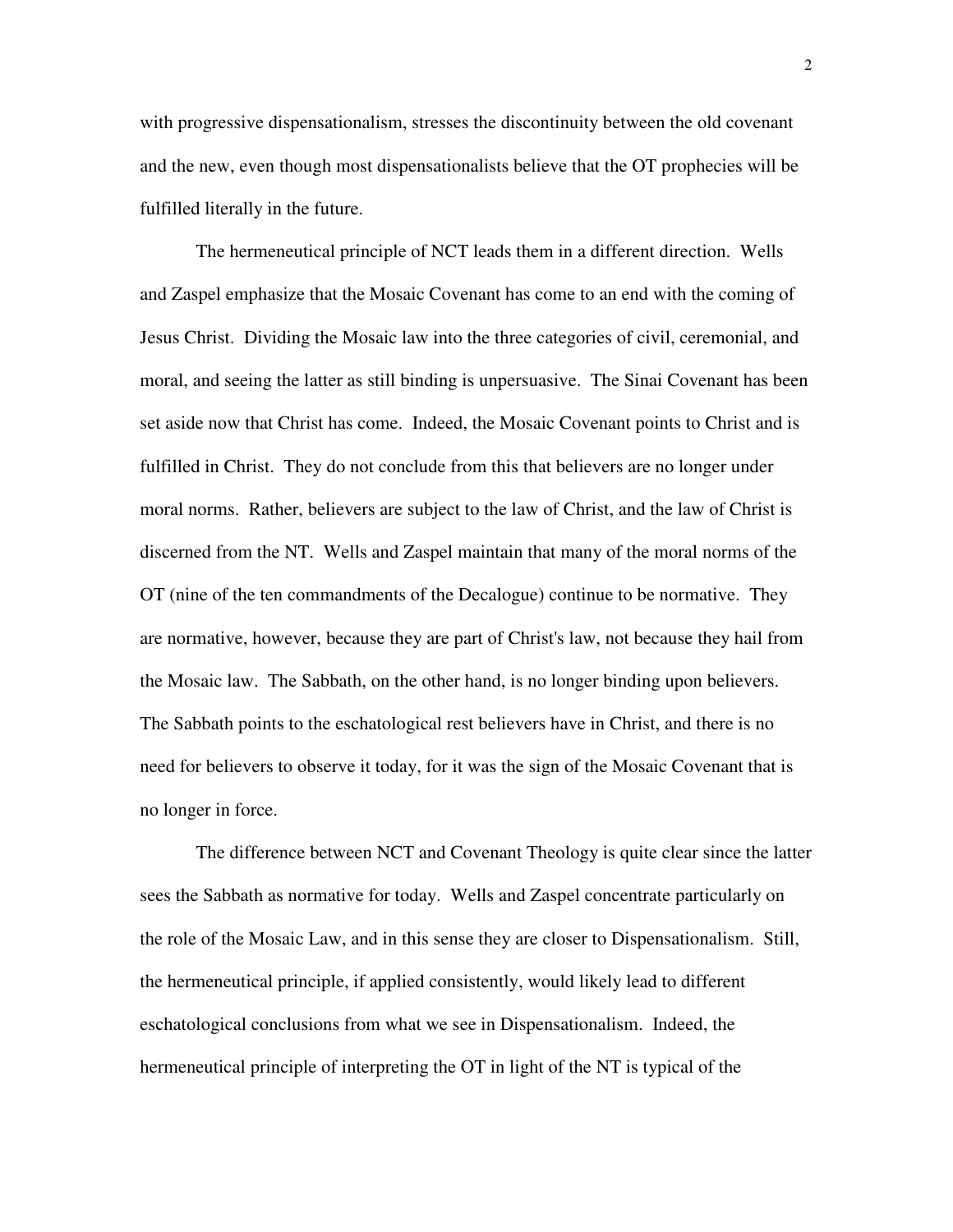with progressive dispensationalism, stresses the discontinuity between the old covenant and the new, even though most dispensationalists believe that the OT prophecies will be fulfilled literally in the future.

The hermeneutical principle of NCT leads them in a different direction. Wells and Zaspel emphasize that the Mosaic Covenant has come to an end with the coming of Jesus Christ. Dividing the Mosaic law into the three categories of civil, ceremonial, and moral, and seeing the latter as still binding is unpersuasive. The Sinai Covenant has been set aside now that Christ has come. Indeed, the Mosaic Covenant points to Christ and is fulfilled in Christ. They do not conclude from this that believers are no longer under moral norms. Rather, believers are subject to the law of Christ, and the law of Christ is discerned from the NT. Wells and Zaspel maintain that many of the moral norms of the OT (nine of the ten commandments of the Decalogue) continue to be normative. They are normative, however, because they are part of Christ's law, not because they hail from the Mosaic law. The Sabbath, on the other hand, is no longer binding upon believers. The Sabbath points to the eschatological rest believers have in Christ, and there is no need for believers to observe it today, for it was the sign of the Mosaic Covenant that is no longer in force.

The difference between NCT and Covenant Theology is quite clear since the latter sees the Sabbath as normative for today. Wells and Zaspel concentrate particularly on the role of the Mosaic Law, and in this sense they are closer to Dispensationalism. Still, the hermeneutical principle, if applied consistently, would likely lead to different eschatological conclusions from what we see in Dispensationalism. Indeed, the hermeneutical principle of interpreting the OT in light of the NT is typical of the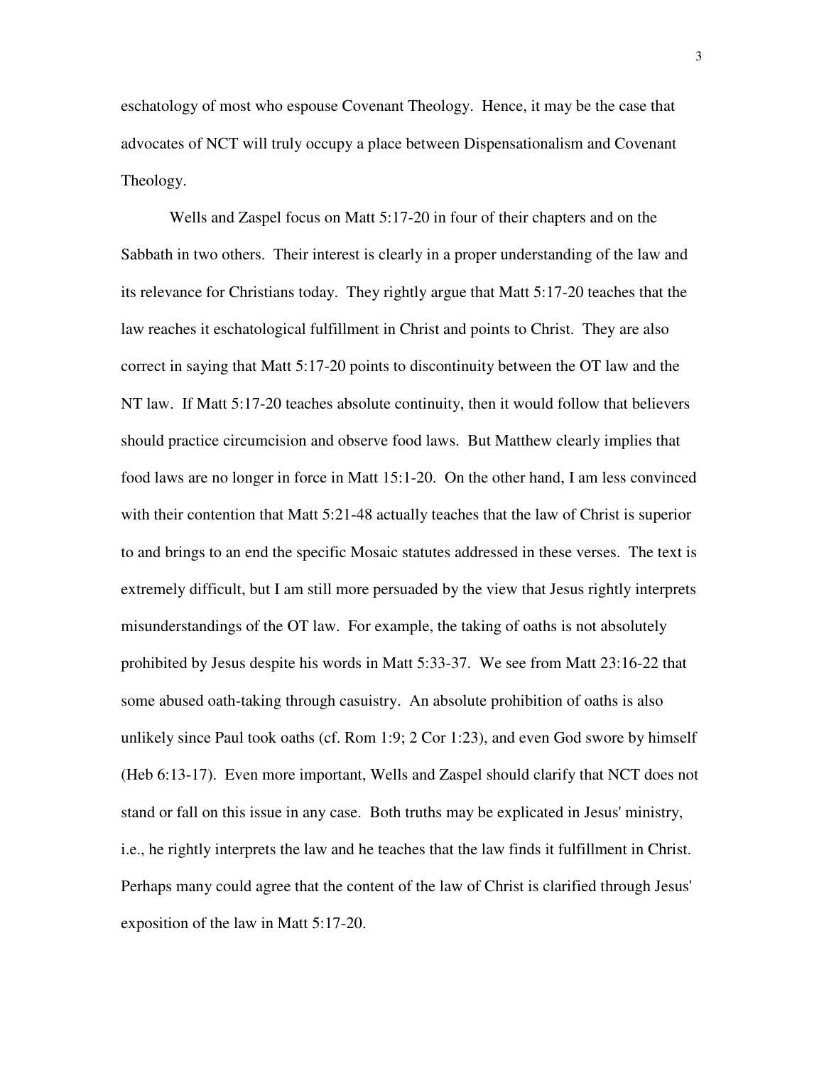eschatology of most who espouse Covenant Theology. Hence, it may be the case that advocates of NCT will truly occupy a place between Dispensationalism and Covenant Theology.

Wells and Zaspel focus on Matt 5:17-20 in four of their chapters and on the Sabbath in two others. Their interest is clearly in a proper understanding of the law and its relevance for Christians today. They rightly argue that Matt 5:17-20 teaches that the law reaches it eschatological fulfillment in Christ and points to Christ. They are also correct in saying that Matt 5:17-20 points to discontinuity between the OT law and the NT law. If Matt 5:17-20 teaches absolute continuity, then it would follow that believers should practice circumcision and observe food laws. But Matthew clearly implies that food laws are no longer in force in Matt 15:1-20. On the other hand, I am less convinced with their contention that Matt 5:21-48 actually teaches that the law of Christ is superior to and brings to an end the specific Mosaic statutes addressed in these verses. The text is extremely difficult, but I am still more persuaded by the view that Jesus rightly interprets misunderstandings of the OT law. For example, the taking of oaths is not absolutely prohibited by Jesus despite his words in Matt 5:33-37. We see from Matt 23:16-22 that some abused oath-taking through casuistry. An absolute prohibition of oaths is also unlikely since Paul took oaths (cf. Rom 1:9; 2 Cor 1:23), and even God swore by himself (Heb 6:13-17). Even more important, Wells and Zaspel should clarify that NCT does not stand or fall on this issue in any case. Both truths may be explicated in Jesus' ministry, i.e., he rightly interprets the law and he teaches that the law finds it fulfillment in Christ. Perhaps many could agree that the content of the law of Christ is clarified through Jesus' exposition of the law in Matt 5:17-20.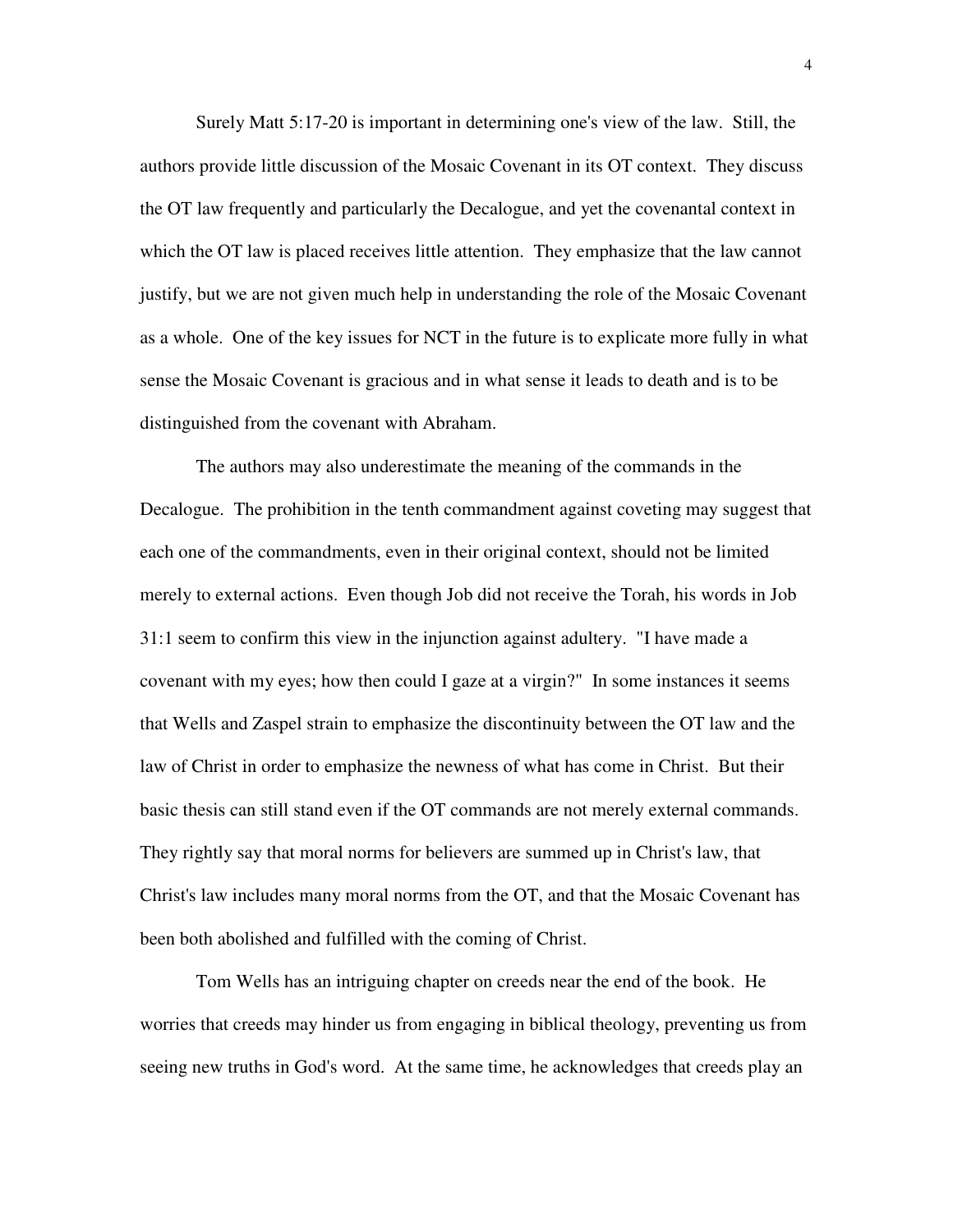Surely Matt 5:17-20 is important in determining one's view of the law. Still, the authors provide little discussion of the Mosaic Covenant in its OT context. They discuss the OT law frequently and particularly the Decalogue, and yet the covenantal context in which the OT law is placed receives little attention. They emphasize that the law cannot justify, but we are not given much help in understanding the role of the Mosaic Covenant as a whole. One of the key issues for NCT in the future is to explicate more fully in what sense the Mosaic Covenant is gracious and in what sense it leads to death and is to be distinguished from the covenant with Abraham.

The authors may also underestimate the meaning of the commands in the Decalogue. The prohibition in the tenth commandment against coveting may suggest that each one of the commandments, even in their original context, should not be limited merely to external actions. Even though Job did not receive the Torah, his words in Job 31:1 seem to confirm this view in the injunction against adultery. "I have made a covenant with my eyes; how then could I gaze at a virgin?" In some instances it seems that Wells and Zaspel strain to emphasize the discontinuity between the OT law and the law of Christ in order to emphasize the newness of what has come in Christ. But their basic thesis can still stand even if the OT commands are not merely external commands. They rightly say that moral norms for believers are summed up in Christ's law, that Christ's law includes many moral norms from the OT, and that the Mosaic Covenant has been both abolished and fulfilled with the coming of Christ.

Tom Wells has an intriguing chapter on creeds near the end of the book. He worries that creeds may hinder us from engaging in biblical theology, preventing us from seeing new truths in God's word. At the same time, he acknowledges that creeds play an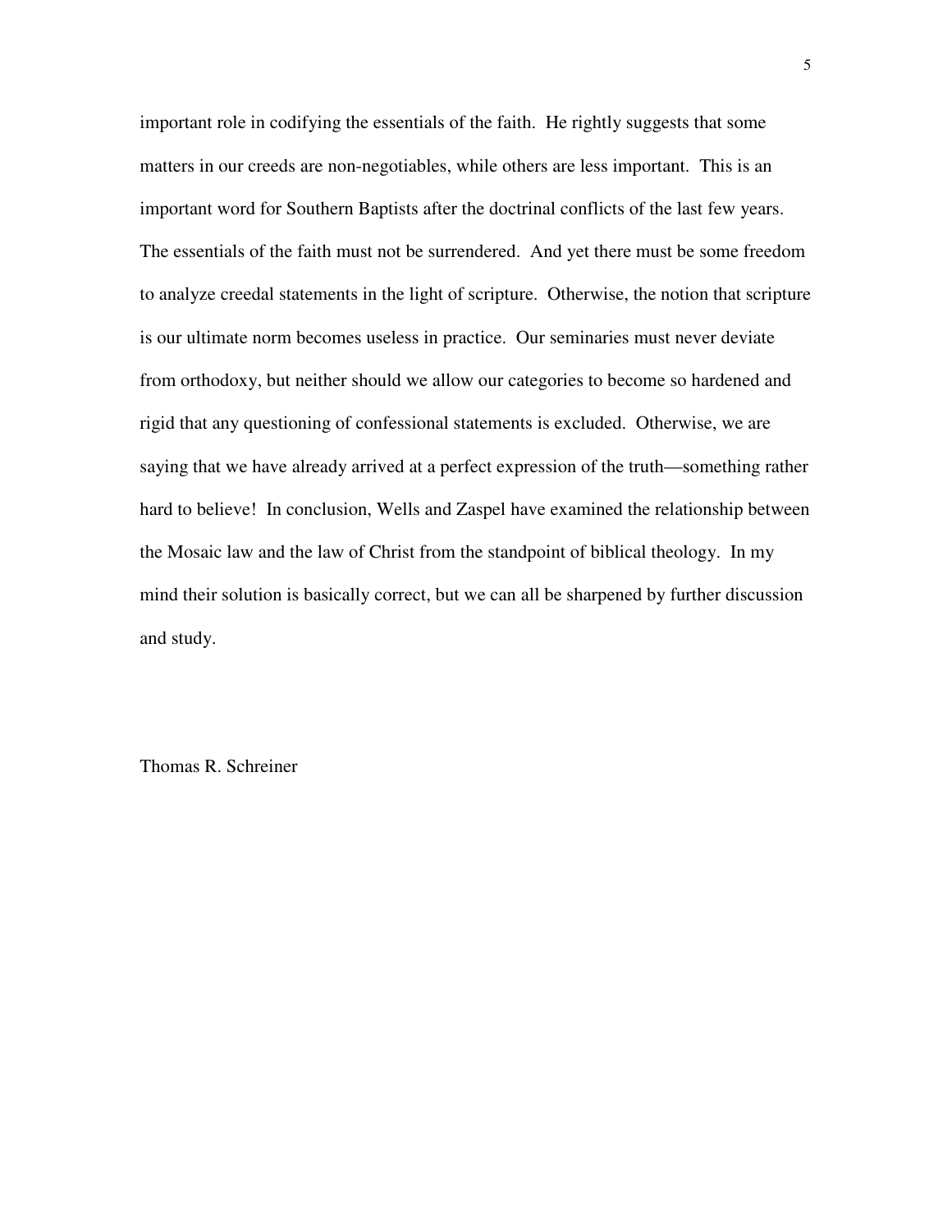important role in codifying the essentials of the faith. He rightly suggests that some matters in our creeds are non-negotiables, while others are less important. This is an important word for Southern Baptists after the doctrinal conflicts of the last few years. The essentials of the faith must not be surrendered. And yet there must be some freedom to analyze creedal statements in the light of scripture. Otherwise, the notion that scripture is our ultimate norm becomes useless in practice. Our seminaries must never deviate from orthodoxy, but neither should we allow our categories to become so hardened and rigid that any questioning of confessional statements is excluded. Otherwise, we are saying that we have already arrived at a perfect expression of the truth—something rather hard to believe! In conclusion, Wells and Zaspel have examined the relationship between the Mosaic law and the law of Christ from the standpoint of biblical theology. In my mind their solution is basically correct, but we can all be sharpened by further discussion and study.

Thomas R. Schreiner